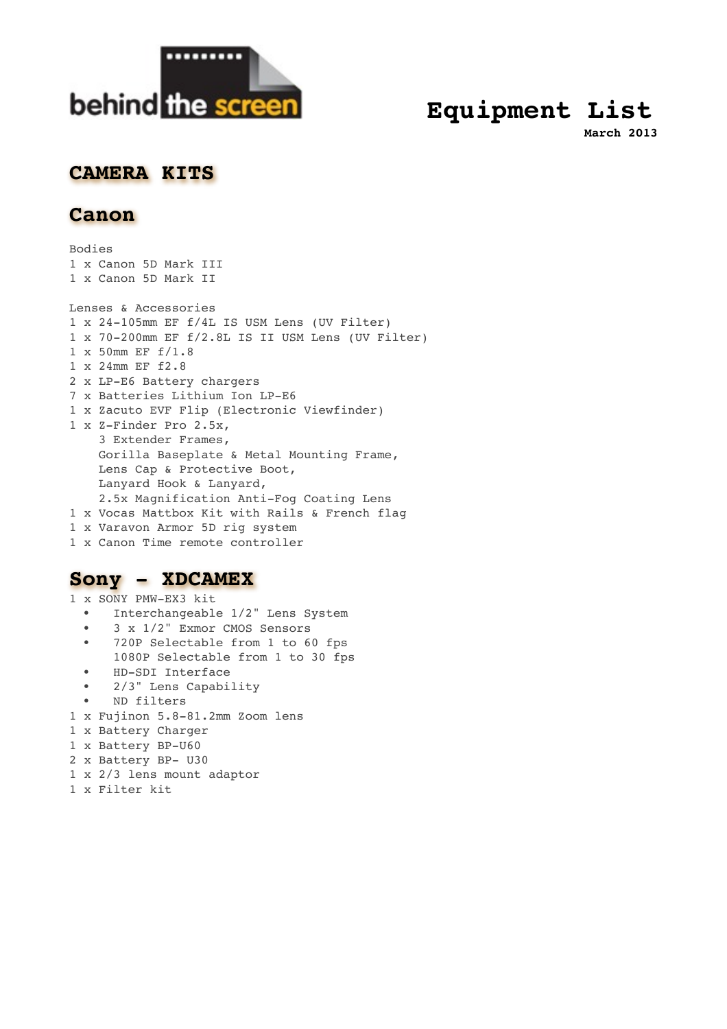behind the screen

# Equipment List

**March 2013**

## CAMERA KITS

## Canon

Bodies
1 x Canon 5D Mark III
1 x Canon 5D Mark II

Lenses & Accessories
1 x 24-105mm EF f/4L IS USM Lens (UV Filter)
1 x 70-200mm EF f/2.8L IS II USM Lens (UV Filter)
1 x 50mm EF f/1.8
1 x 24mm EF f2.8
2 x LP-E6 Battery chargers
7 x Batteries Lithium Ion LP-E6
1 x Zacuto EVF Flip (Electronic Viewfinder)
1 x Z-Finder Pro 2.5x,
3 Extender Frames,
Gorilla Baseplate & Metal Mounting Frame,
Lens Cap & Protective Boot,
Lanyard Hook & Lanyard,
2.5x Magnification Anti-Fog Coating Lens
1 x Vocas Mattbox Kit with Rails & French flag
1 x Varavon Armor 5D rig system
1 x Canon Time remote controller

## Sony – XDCAMEX

1 x SONY PMW-EX3 kit

- Interchangeable 1/2" Lens System
- 3 x 1/2" Exmor CMOS Sensors
- 720P Selectable from 1 to 60 fps
  1080P Selectable from 1 to 30 fps
- HD-SDI Interface
- 2/3" Lens Capability
- ND filters

1 x Fujinon 5.8-81.2mm Zoom lens
1 x Battery Charger
1 x Battery BP-U60
2 x Battery BP- U30
1 x 2/3 lens mount adaptor
1 x Filter kit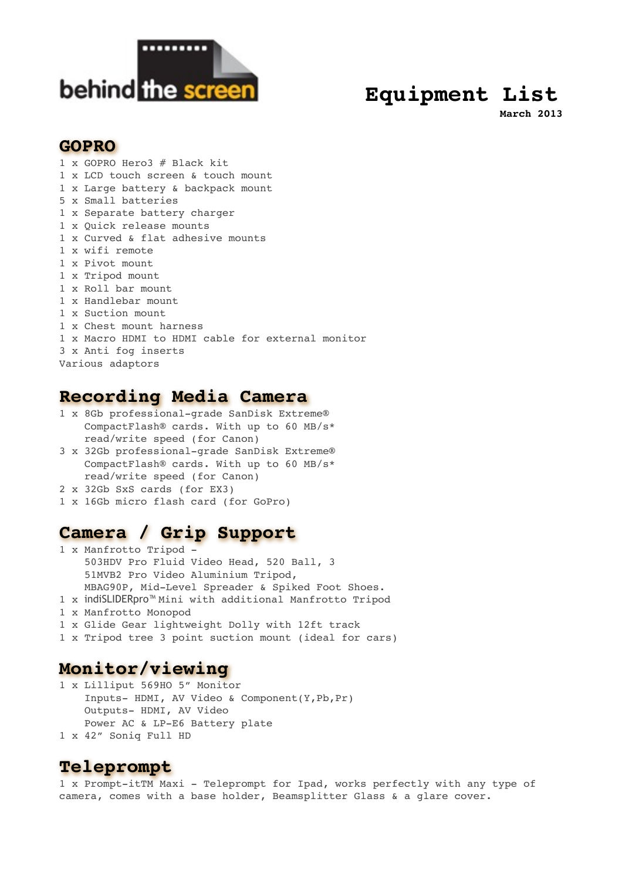behind the screen

# Equipment List

**March 2013**

## GOPRO

1 x GOPRO Hero3 # Black kit
1 x LCD touch screen & touch mount
1 x Large battery & backpack mount
5 x Small batteries
1 x Separate battery charger
1 x Quick release mounts
1 x Curved & flat adhesive mounts
1 x wifi remote
1 x Pivot mount
1 x Tripod mount
1 x Roll bar mount
1 x Handlebar mount
1 x Suction mount
1 x Chest mount harness
1 x Macro HDMI to HDMI cable for external monitor
3 x Anti fog inserts
Various adaptors

## Recording Media Camera

1 x 8Gb professional-grade SanDisk Extreme® CompactFlash® cards. With up to 60 MB/s* read/write speed (for Canon)
3 x 32Gb professional-grade SanDisk Extreme® CompactFlash® cards. With up to 60 MB/s* read/write speed (for Canon)
2 x 32Gb SxS cards (for EX3)
1 x 16Gb micro flash card (for GoPro)

## Camera / Grip Support

1 x Manfrotto Tripod - 503HDV Pro Fluid Video Head, 520 Ball, 3 51MVB2 Pro Video Aluminium Tripod, MBAG90P, Mid-Level Spreader & Spiked Foot Shoes.
1 x indiSLIDERpro™ Mini with additional Manfrotto Tripod
1 x Manfrotto Monopod
1 x Glide Gear lightweight Dolly with 12ft track
1 x Tripod tree 3 point suction mount (ideal for cars)

## Monitor/viewing

1 x Lilliput 569HO 5" Monitor
Inputs- HDMI, AV Video & Component(Y,Pb,Pr)
Outputs- HDMI, AV Video
Power AC & LP-E6 Battery plate
1 x 42" Soniq Full HD

## Teleprompt

1 x Prompt-itTM Maxi - Teleprompt for Ipad, works perfectly with any type of camera, comes with a base holder, Beamsplitter Glass & a glare cover.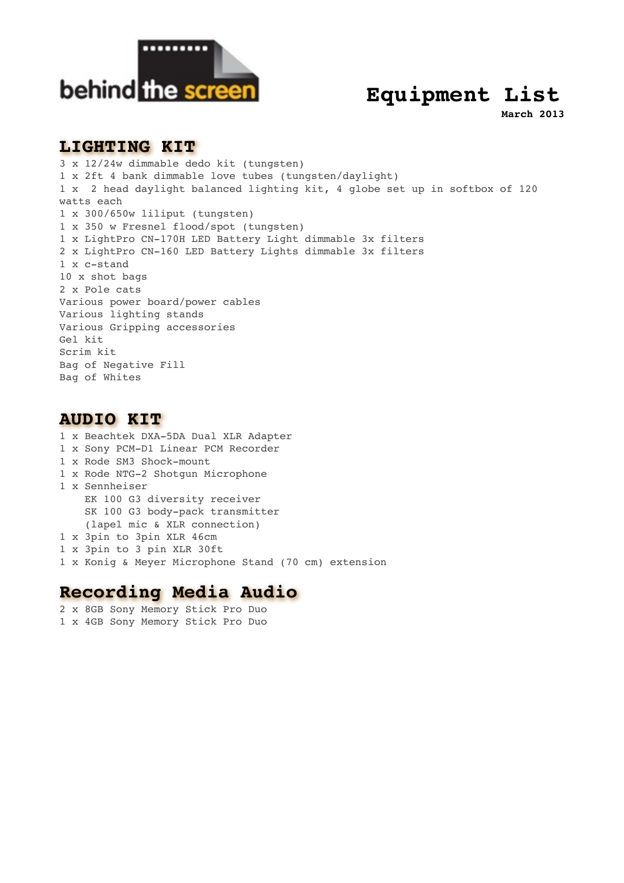behind the screen

# Equipment List

**March 2013**

## LIGHTING KIT

3 x 12/24w dimmable dedo kit (tungsten)
1 x 2ft 4 bank dimmable love tubes (tungsten/daylight)
1 x  2 head daylight balanced lighting kit, 4 globe set up in softbox of 120 watts each
1 x 300/650w liliput (tungsten)
1 x 350 w Fresnel flood/spot (tungsten)
1 x LightPro CN-170H LED Battery Light dimmable 3x filters
2 x LightPro CN-160 LED Battery Lights dimmable 3x filters
1 x c-stand
10 x shot bags
2 x Pole cats
Various power board/power cables
Various lighting stands
Various Gripping accessories
Gel kit
Scrim kit
Bag of Negative Fill
Bag of Whites

## AUDIO KIT

1 x Beachtek DXA-5DA Dual XLR Adapter
1 x Sony PCM-D1 Linear PCM Recorder
1 x Rode SM3 Shock-mount
1 x Rode NTG-2 Shotgun Microphone
1 x Sennheiser
    EK 100 G3 diversity receiver
    SK 100 G3 body-pack transmitter
    (lapel mic & XLR connection)
1 x 3pin to 3pin XLR 46cm
1 x 3pin to 3 pin XLR 30ft
1 x Konig & Meyer Microphone Stand (70 cm) extension

## Recording Media Audio

2 x 8GB Sony Memory Stick Pro Duo
1 x 4GB Sony Memory Stick Pro Duo